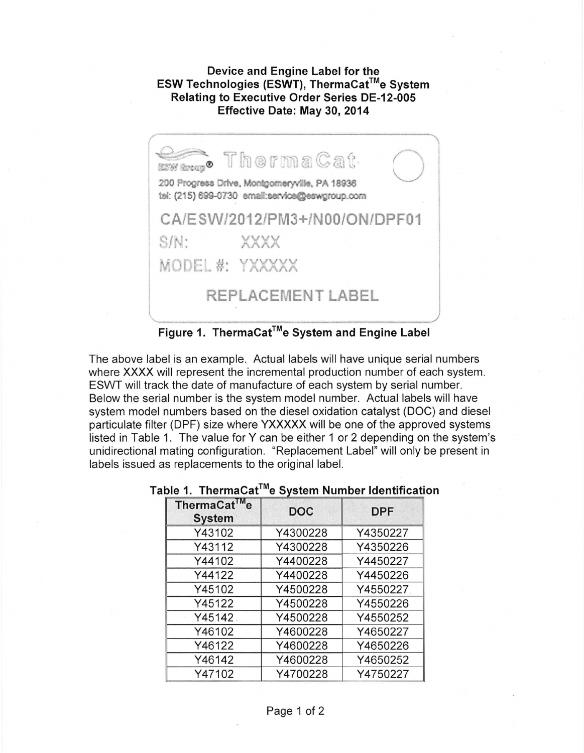# Device and Engine Label for the ESW Technologies (ESWT), ThermaCat™e System Relating to Executive Order Series DE-12-005 Effective Date: May 30, 2014

ESW Group® ThermaCat

200 Progress Drive, Montgomeryville, PA 18936
tel: (215) 699-0730 email:service@eswgroup.com

CA/ESW/2012/PM3+/N00/ON/DPF01

S/N: XXXX

MODEL #: YXXXXX

REPLACEMENT LABEL

**Figure 1. ThermaCat™e System and Engine Label**

The above label is an example. Actual labels will have unique serial numbers where XXXX will represent the incremental production number of each system. ESWT will track the date of manufacture of each system by serial number. Below the serial number is the system model number. Actual labels will have system model numbers based on the diesel oxidation catalyst (DOC) and diesel particulate filter (DPF) size where YXXXXX will be one of the approved systems listed in Table 1. The value for Y can be either 1 or 2 depending on the system's unidirectional mating configuration. "Replacement Label" will only be present in labels issued as replacements to the original label.

**Table 1. ThermaCat™e System Number Identification**

| ThermaCat™e System | DOC | DPF |
|---|---|---|
| Y43102 | Y4300228 | Y4350227 |
| Y43112 | Y4300228 | Y4350226 |
| Y44102 | Y4400228 | Y4450227 |
| Y44122 | Y4400228 | Y4450226 |
| Y45102 | Y4500228 | Y4550227 |
| Y45122 | Y4500228 | Y4550226 |
| Y45142 | Y4500228 | Y4550252 |
| Y46102 | Y4600228 | Y4650227 |
| Y46122 | Y4600228 | Y4650226 |
| Y46142 | Y4600228 | Y4650252 |
| Y47102 | Y4700228 | Y4750227 |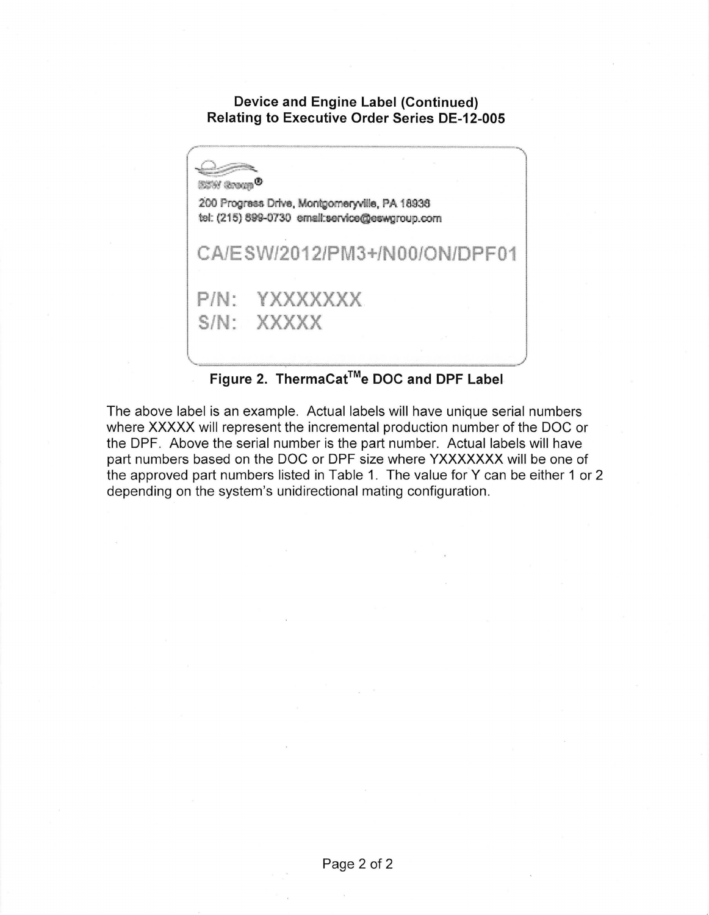**Device and Engine Label (Continued)**
**Relating to Executive Order Series DE-12-005**

ESW Group®

200 Progress Drive, Montgomeryville, PA 18936
tel: (215) 699-0730 email:service@eswgroup.com

CA/ESW/2012/PM3+/N00/ON/DPF01

P/N: YXXXXXXX
S/N: XXXXX

**Figure 2. ThermaCat™e DOC and DPF Label**

The above label is an example. Actual labels will have unique serial numbers where XXXXX will represent the incremental production number of the DOC or the DPF. Above the serial number is the part number. Actual labels will have part numbers based on the DOC or DPF size where YXXXXXXX will be one of the approved part numbers listed in Table 1. The value for Y can be either 1 or 2 depending on the system's unidirectional mating configuration.